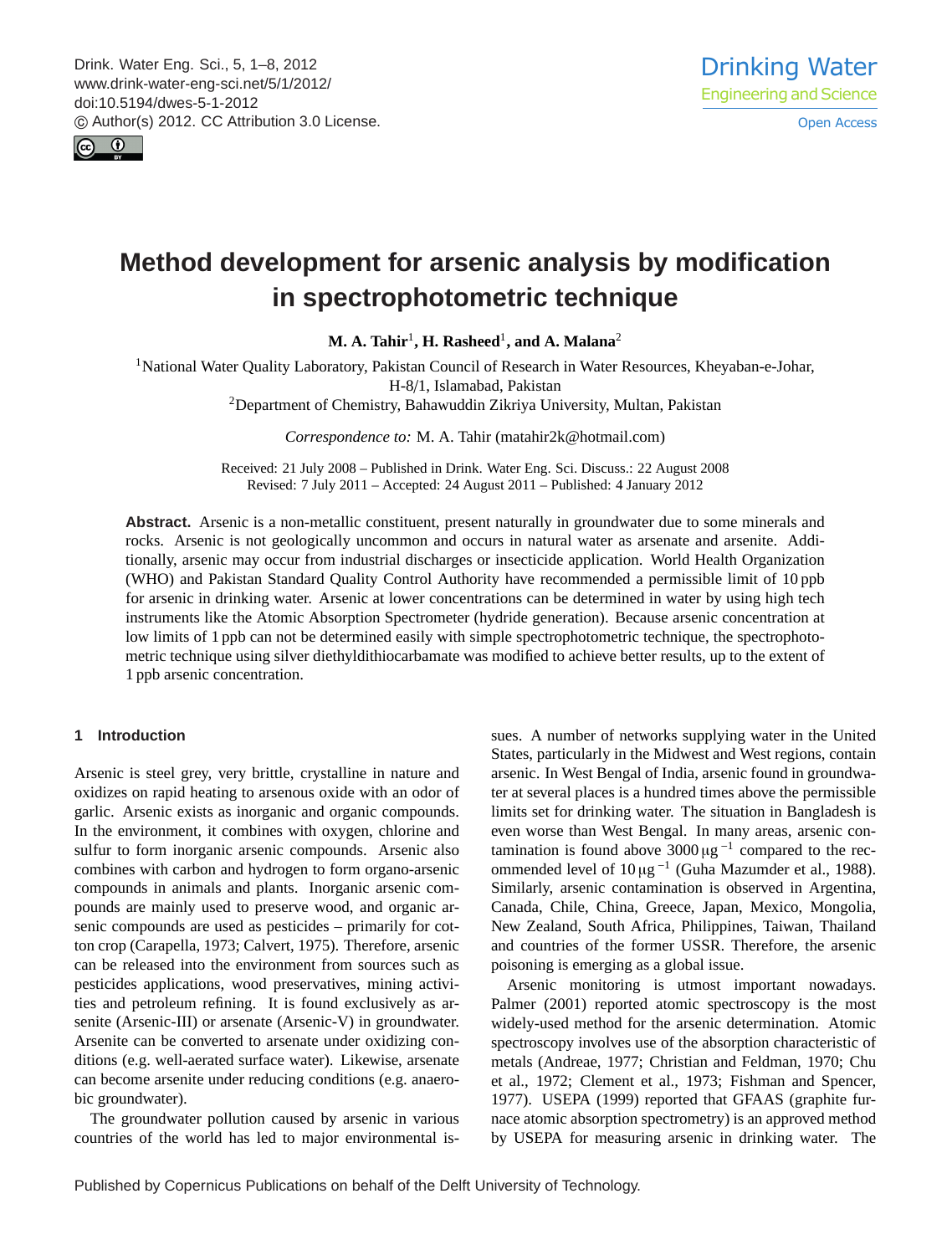# Method development for arsenic analysis by modification in spectrophotometric technique

**M. A. Tahir[1], H. Rasheed[1], and A. Malana[2]**

[1]National Water Quality Laboratory, Pakistan Council of Research in Water Resources, Kheyaban-e-Johar, H-8/1, Islamabad, Pakistan

[2]Department of Chemistry, Bahauddin Zikriya University, Multan, Pakistan

*Correspondence to:* M. A. Tahir (matahir2k@hotmail.com)

Received: 21 July 2008 – Published in Drink. Water Eng. Sci. Discuss.: 22 August 2008
Revised: 7 July 2011 – Accepted: 24 August 2011 – Published: 4 January 2012

**Abstract.** Arsenic is a non-metallic constituent, present naturally in groundwater due to some minerals and rocks. Arsenic is not geologically uncommon and occurs in natural water as arsenate and arsenite. Additionally, arsenic may occur from industrial discharges or insecticide application. World Health Organization (WHO) and Pakistan Standard Quality Control Authority have recommended a permissible limit of 10 ppb for arsenic in drinking water. Arsenic at lower concentrations can be determined in water by using high tech instruments like the Atomic Absorption Spectrometer (hydride generation). Because arsenic concentration at low limits of 1 ppb can not be determined easily with simple spectrophotometric technique, the spectrophotometric technique using silver diethyldithiocarbamate was modified to achieve better results, up to the extent of 1 ppb arsenic concentration.

## 1 Introduction

Arsenic is steel grey, very brittle, crystalline in nature and oxidizes on rapid heating to arsenous oxide with an odor of garlic. Arsenic exists as inorganic and organic compounds. In the environment, it combines with oxygen, chlorine and sulfur to form inorganic arsenic compounds. Arsenic also combines with carbon and hydrogen to form organo-arsenic compounds in animals and plants. Inorganic arsenic compounds are mainly used to preserve wood, and organic arsenic compounds are used as pesticides – primarily for cotton crop (Carapella, 1973; Calvert, 1975). Therefore, arsenic can be released into the environment from sources such as pesticides applications, wood preservatives, mining activities and petroleum refining. It is found exclusively as arsenite (Arsenic-III) or arsenate (Arsenic-V) in groundwater. Arsenite can be converted to arsenate under oxidizing conditions (e.g. well-aerated surface water). Likewise, arsenate can become arsenite under reducing conditions (e.g. anaerobic groundwater).

The groundwater pollution caused by arsenic in various countries of the world has led to major environmental issues. A number of networks supplying water in the United States, particularly in the Midwest and West regions, contain arsenic. In West Bengal of India, arsenic found in groundwater at several places is a hundred times above the permissible limits set for drinking water. The situation in Bangladesh is even worse than West Bengal. In many areas, arsenic contamination is found above 3000 $\mu g^{-1}$ compared to the recommended level of 10 $\mu g^{-1}$ (Guha Mazumder et al., 1988). Similarly, arsenic contamination is observed in Argentina, Canada, Chile, China, Greece, Japan, Mexico, Mongolia, New Zealand, South Africa, Philippines, Taiwan, Thailand and countries of the former USSR. Therefore, the arsenic poisoning is emerging as a global issue.

Arsenic monitoring is utmost important nowadays. Palmer (2001) reported atomic spectroscopy is the most widely-used method for the arsenic determination. Atomic spectroscopy involves use of the absorption characteristic of metals (Andreae, 1977; Christian and Feldman, 1970; Chu et al., 1972; Clement et al., 1973; Fishman and Spencer, 1977). USEPA (1999) reported that GFAAS (graphite furnace atomic absorption spectrometry) is an approved method by USEPA for measuring arsenic in drinking water. The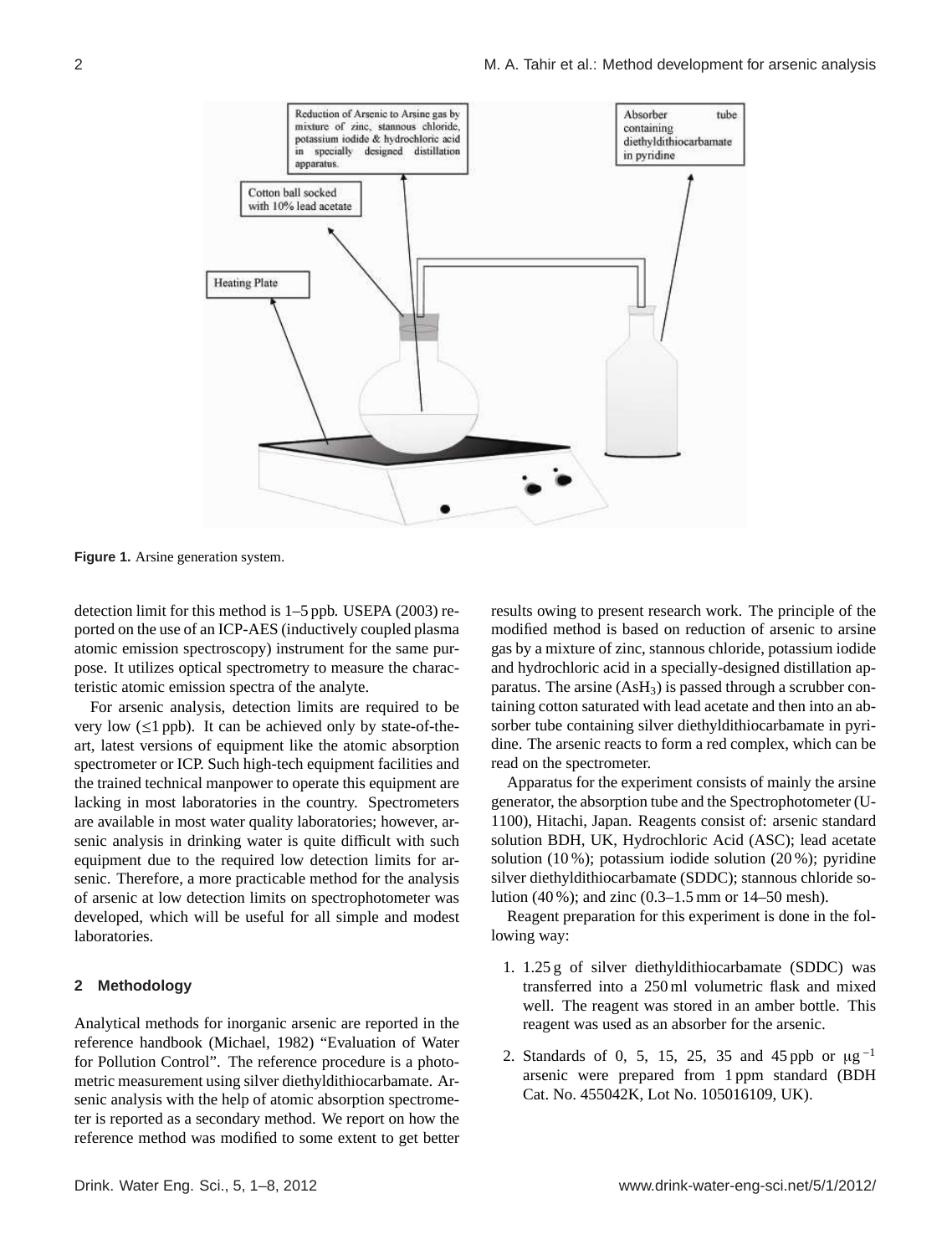Figure 1. Arsine generation system.

detection limit for this method is 1–5 ppb. USEPA (2003) reported on the use of an ICP-AES (inductively coupled plasma atomic emission spectroscopy) instrument for the same purpose. It utilizes optical spectrometry to measure the characteristic atomic emission spectra of the analyte.

For arsenic analysis, detection limits are required to be very low (≤1 ppb). It can be achieved only by state-of-the-art, latest versions of equipment like the atomic absorption spectrometer or ICP. Such high-tech equipment facilities and the trained technical manpower to operate this equipment are lacking in most laboratories in the country. Spectrometers are available in most water quality laboratories; however, arsenic analysis in drinking water is quite difficult with such equipment due to the required low detection limits for arsenic. Therefore, a more practicable method for the analysis of arsenic at low detection limits on spectrophotometer was developed, which will be useful for all simple and modest laboratories.

## 2 Methodology

Analytical methods for inorganic arsenic are reported in the reference handbook (Michael, 1982) "Evaluation of Water for Pollution Control". The reference procedure is a photometric measurement using silver diethyldithiocarbamate. Arsenic analysis with the help of atomic absorption spectrometer is reported as a secondary method. We report on how the reference method was modified to some extent to get better results owing to present research work. The principle of the modified method is based on reduction of arsenic to arsine gas by a mixture of zinc, stannous chloride, potassium iodide and hydrochloric acid in a specially-designed distillation apparatus. The arsine ($AsH_3$) is passed through a scrubber containing cotton saturated with lead acetate and then into an absorber tube containing silver diethyldithiocarbamate in pyridine. The arsenic reacts to form a red complex, which can be read on the spectrometer.

Apparatus for the experiment consists of mainly the arsine generator, the absorption tube and the Spectrophotometer (U-1100), Hitachi, Japan. Reagents consist of: arsenic standard solution BDH, UK, Hydrochloric Acid (ASC); lead acetate solution (10 %); potassium iodide solution (20 %); pyridine silver diethyldithiocarbamate (SDDC); stannous chloride solution (40 %); and zinc (0.3–1.5 mm or 14–50 mesh).

Reagent preparation for this experiment is done in the following way:

1. 1.25 g of silver diethyldithiocarbamate (SDDC) was transferred into a 250 ml volumetric flask and mixed well. The reagent was stored in an amber bottle. This reagent was used as an absorber for the arsenic.

2. Standards of 0, 5, 15, 25, 35 and 45 ppb or $\mu g^{-1}$ arsenic were prepared from 1 ppm standard (BDH Cat. No. 455042K, Lot No. 105016109, UK).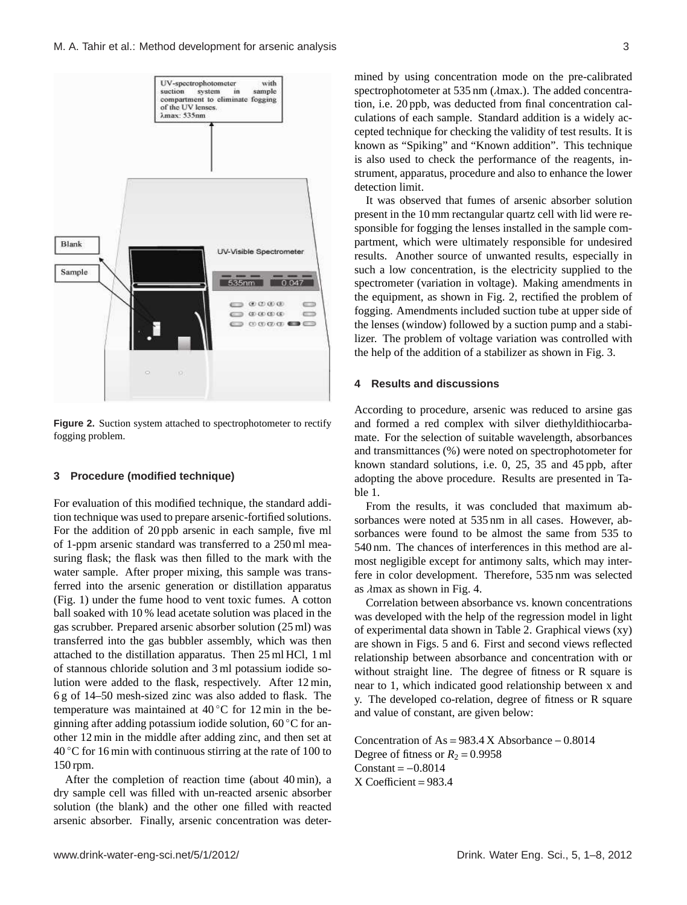Figure 2. Suction system attached to spectrophotometer to rectify fogging problem.

## 3 Procedure (modified technique)

For evaluation of this modified technique, the standard addition technique was used to prepare arsenic-fortified solutions. For the addition of 20 ppb arsenic in each sample, five ml of 1-ppm arsenic standard was transferred to a 250 ml measuring flask; the flask was then filled to the mark with the water sample. After proper mixing, this sample was transferred into the arsenic generation or distillation apparatus (Fig. 1) under the fume hood to vent toxic fumes. A cotton ball soaked with 10 % lead acetate solution was placed in the gas scrubber. Prepared arsenic absorber solution (25 ml) was transferred into the gas bubbler assembly, which was then attached to the distillation apparatus. Then 25 ml HCl, 1 ml of stannous chloride solution and 3 ml potassium iodide solution were added to the flask, respectively. After 12 min, 6 g of 14–50 mesh-sized zinc was also added to flask. The temperature was maintained at 40 °C for 12 min in the beginning after adding potassium iodide solution, 60 °C for another 12 min in the middle after adding zinc, and then set at 40 °C for 16 min with continuous stirring at the rate of 100 to 150 rpm.

After the completion of reaction time (about 40 min), a dry sample cell was filled with un-reacted arsenic absorber solution (the blank) and the other one filled with reacted arsenic absorber. Finally, arsenic concentration was determined by using concentration mode on the pre-calibrated spectrophotometer at 535 nm ($\lambda$max.). The added concentration, i.e. 20 ppb, was deducted from final concentration calculations of each sample. Standard addition is a widely accepted technique for checking the validity of test results. It is known as "Spiking" and "Known addition". This technique is also used to check the performance of the reagents, instrument, apparatus, procedure and also to enhance the lower detection limit.

It was observed that fumes of arsenic absorber solution present in the 10 mm rectangular quartz cell with lid were responsible for fogging the lenses installed in the sample compartment, which were ultimately responsible for undesired results. Another source of unwanted results, especially in such a low concentration, is the electricity supplied to the spectrometer (variation in voltage). Making amendments in the equipment, as shown in Fig. 2, rectified the problem of fogging. Amendments included suction tube at upper side of the lenses (window) followed by a suction pump and a stabilizer. The problem of voltage variation was controlled with the help of the addition of a stabilizer as shown in Fig. 3.

## 4 Results and discussions

According to procedure, arsenic was reduced to arsine gas and formed a red complex with silver diethyldithiocarbamate. For the selection of suitable wavelength, absorbances and transmittances (%) were noted on spectrophotometer for known standard solutions, i.e. 0, 25, 35 and 45 ppb, after adopting the above procedure. Results are presented in Table 1.

From the results, it was concluded that maximum absorbances were noted at 535 nm in all cases. However, absorbances were found to be almost the same from 535 to 540 nm. The chances of interferences in this method are almost negligible except for antimony salts, which may interfere in color development. Therefore, 535 nm was selected as $\lambda$max as shown in Fig. 4.

Correlation between absorbance vs. known concentrations was developed with the help of the regression model in light of experimental data shown in Table 2. Graphical views (xy) are shown in Figs. 5 and 6. First and second views reflected relationship between absorbance and concentration with or without straight line. The degree of fitness or R square is near to 1, which indicated good relationship between x and y. The developed co-relation, degree of fitness or R square and value of constant, are given below:

Concentration of As = 983.4 X Absorbance − 0.8014
Degree of fitness or $R_2 = 0.9958$
Constant = −0.8014
X Coefficient = 983.4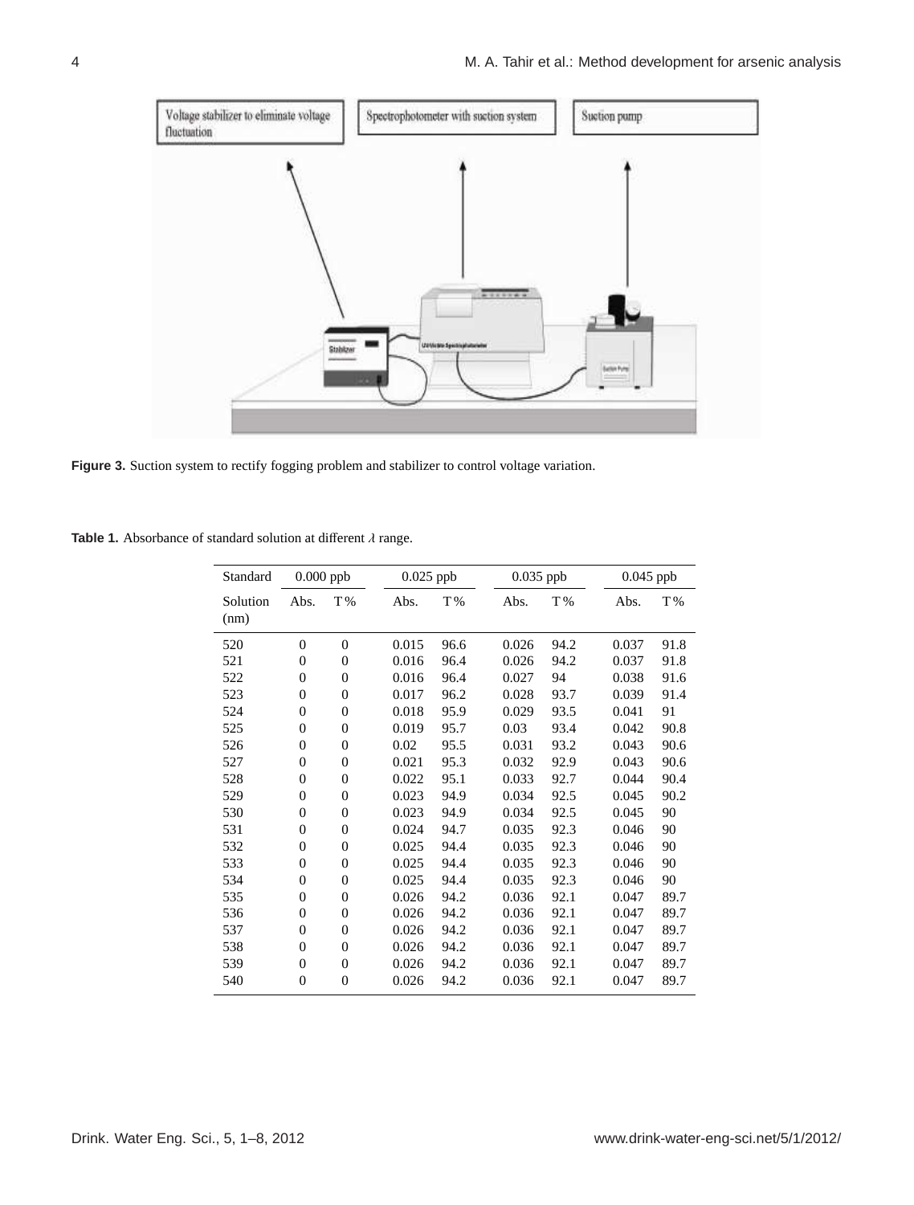**Figure 3.** Suction system to rectify fogging problem and stabilizer to control voltage variation.

**Table 1.** Absorbance of standard solution at different $\lambda$ range.

| Standard | 0.000 ppb | | 0.025 ppb | | 0.035 ppb | | 0.045 ppb | |
|---|---|---|---|---|---|---|---|---|
| Solution (nm) | Abs. | T % | Abs. | T % | Abs. | T % | Abs. | T % |
| 520 | 0 | 0 | 0.015 | 96.6 | 0.026 | 94.2 | 0.037 | 91.8 |
| 521 | 0 | 0 | 0.016 | 96.4 | 0.026 | 94.2 | 0.037 | 91.8 |
| 522 | 0 | 0 | 0.016 | 96.4 | 0.027 | 94 | 0.038 | 91.6 |
| 523 | 0 | 0 | 0.017 | 96.2 | 0.028 | 93.7 | 0.039 | 91.4 |
| 524 | 0 | 0 | 0.018 | 95.9 | 0.029 | 93.5 | 0.041 | 91 |
| 525 | 0 | 0 | 0.019 | 95.7 | 0.03 | 93.4 | 0.042 | 90.8 |
| 526 | 0 | 0 | 0.02 | 95.5 | 0.031 | 93.2 | 0.043 | 90.6 |
| 527 | 0 | 0 | 0.021 | 95.3 | 0.032 | 92.9 | 0.043 | 90.6 |
| 528 | 0 | 0 | 0.022 | 95.1 | 0.033 | 92.7 | 0.044 | 90.4 |
| 529 | 0 | 0 | 0.023 | 94.9 | 0.034 | 92.5 | 0.045 | 90.2 |
| 530 | 0 | 0 | 0.023 | 94.9 | 0.034 | 92.5 | 0.045 | 90 |
| 531 | 0 | 0 | 0.024 | 94.7 | 0.035 | 92.3 | 0.046 | 90 |
| 532 | 0 | 0 | 0.025 | 94.4 | 0.035 | 92.3 | 0.046 | 90 |
| 533 | 0 | 0 | 0.025 | 94.4 | 0.035 | 92.3 | 0.046 | 90 |
| 534 | 0 | 0 | 0.025 | 94.4 | 0.035 | 92.3 | 0.046 | 90 |
| 535 | 0 | 0 | 0.026 | 94.2 | 0.036 | 92.1 | 0.047 | 89.7 |
| 536 | 0 | 0 | 0.026 | 94.2 | 0.036 | 92.1 | 0.047 | 89.7 |
| 537 | 0 | 0 | 0.026 | 94.2 | 0.036 | 92.1 | 0.047 | 89.7 |
| 538 | 0 | 0 | 0.026 | 94.2 | 0.036 | 92.1 | 0.047 | 89.7 |
| 539 | 0 | 0 | 0.026 | 94.2 | 0.036 | 92.1 | 0.047 | 89.7 |
| 540 | 0 | 0 | 0.026 | 94.2 | 0.036 | 92.1 | 0.047 | 89.7 |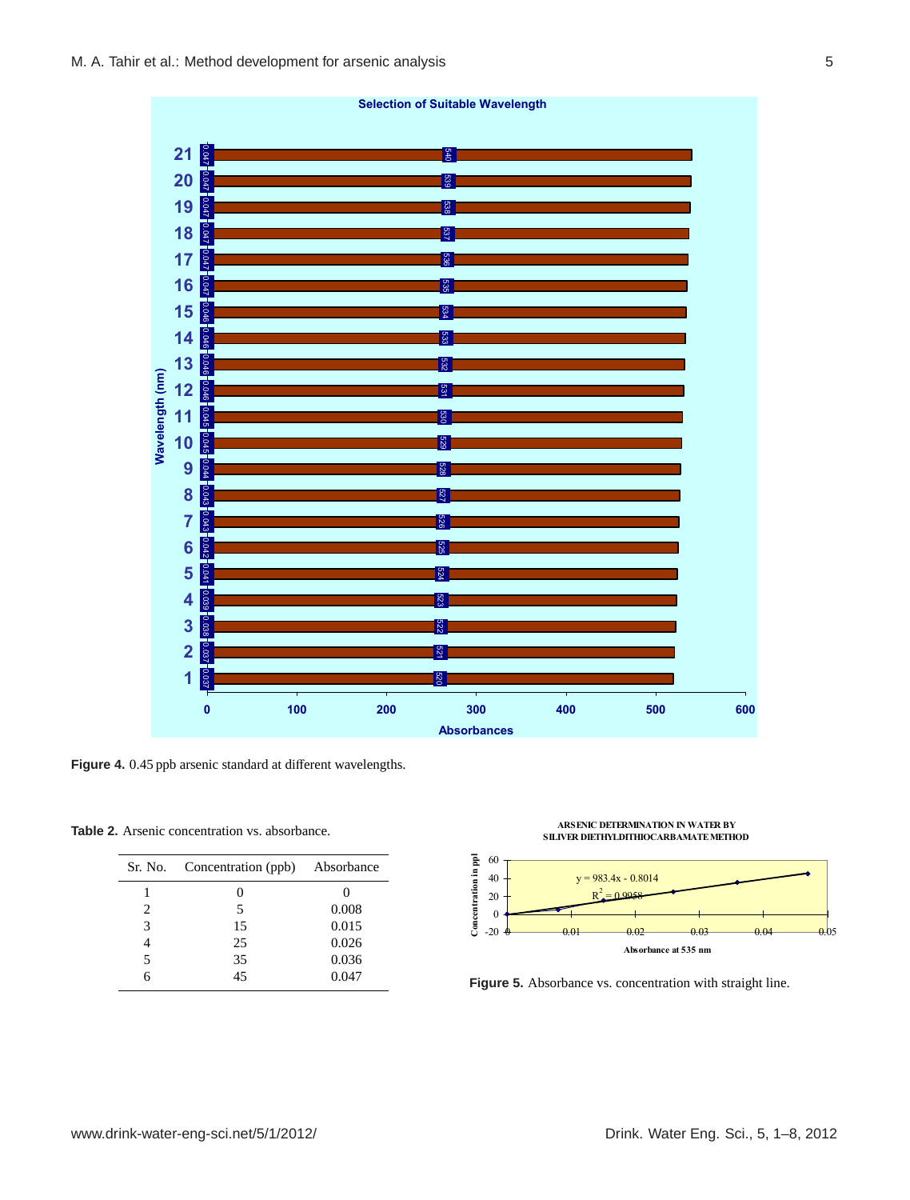**Figure 4.** 0.45 ppb arsenic standard at different wavelengths.

**Table 2.** Arsenic concentration vs. absorbance.

| Sr. No. | Concentration (ppb) | Absorbance |
|---|---|---|
| 1 | 0 | 0 |
| 2 | 5 | 0.008 |
| 3 | 15 | 0.015 |
| 4 | 25 | 0.026 |
| 5 | 35 | 0.036 |
| 6 | 45 | 0.047 |

**Figure 5.** Absorbance vs. concentration with straight line.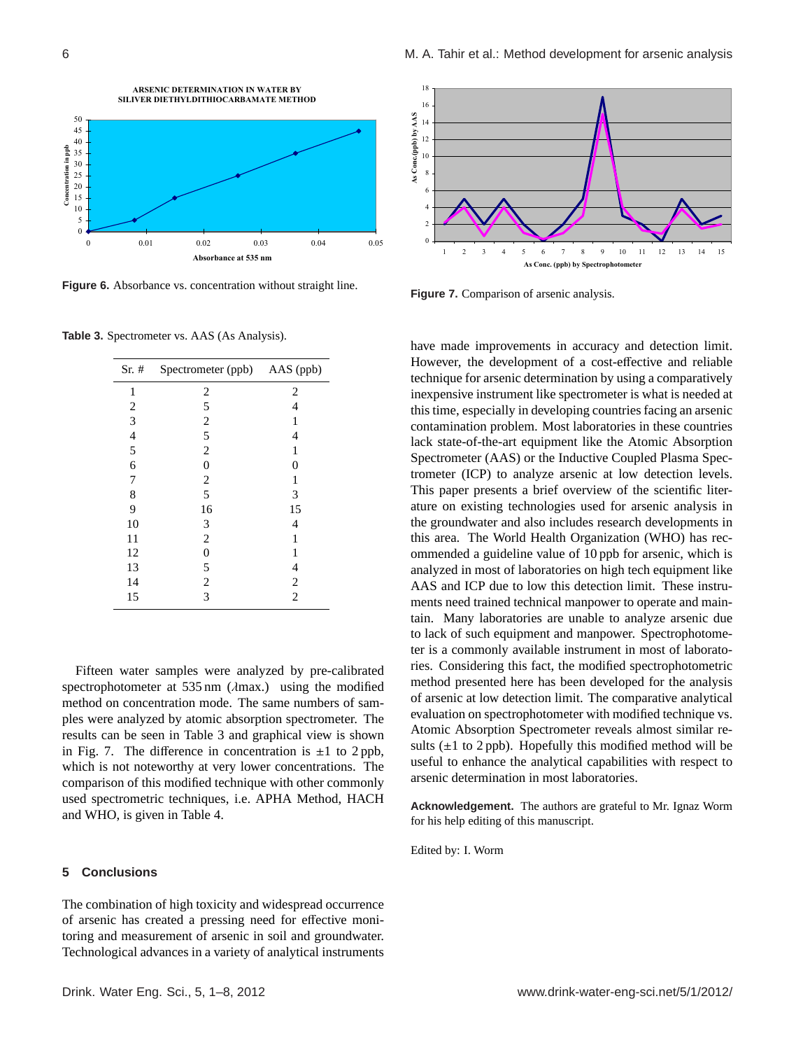**Figure 6.** Absorbance vs. concentration without straight line.

**Figure 7.** Comparison of arsenic analysis.

**Table 3.** Spectrometer vs. AAS (As Analysis).

| Sr. # | Spectrometer (ppb) | AAS (ppb) |
|---|---|---|
| 1 | 2 | 2 |
| 2 | 5 | 4 |
| 3 | 2 | 1 |
| 4 | 5 | 4 |
| 5 | 2 | 1 |
| 6 | 0 | 0 |
| 7 | 2 | 1 |
| 8 | 5 | 3 |
| 9 | 16 | 15 |
| 10 | 3 | 4 |
| 11 | 2 | 1 |
| 12 | 0 | 1 |
| 13 | 5 | 4 |
| 14 | 2 | 2 |
| 15 | 3 | 2 |

Fifteen water samples were analyzed by pre-calibrated spectrophotometer at 535 nm ($\lambda$max.) using the modified method on concentration mode. The same numbers of samples were analyzed by atomic absorption spectrometer. The results can be seen in Table 3 and graphical view is shown in Fig. 7. The difference in concentration is $\pm 1$ to 2 ppb, which is not noteworthy at very lower concentrations. The comparison of this modified technique with other commonly used spectrometric techniques, i.e. APHA Method, HACH and WHO, is given in Table 4.

## 5 Conclusions

The combination of high toxicity and widespread occurrence of arsenic has created a pressing need for effective monitoring and measurement of arsenic in soil and groundwater. Technological advances in a variety of analytical instruments have made improvements in accuracy and detection limit. However, the development of a cost-effective and reliable technique for arsenic determination by using a comparatively inexpensive instrument like spectrometer is what is needed at this time, especially in developing countries facing an arsenic contamination problem. Most laboratories in these countries lack state-of-the-art equipment like the Atomic Absorption Spectrometer (AAS) or the Inductive Coupled Plasma Spectrometer (ICP) to analyze arsenic at low detection levels. This paper presents a brief overview of the scientific literature on existing technologies used for arsenic analysis in the groundwater and also includes research developments in this area. The World Health Organization (WHO) has recommended a guideline value of 10 ppb for arsenic, which is analyzed in most of laboratories on high tech equipment like AAS and ICP due to low this detection limit. These instruments need trained technical manpower to operate and maintain. Many laboratories are unable to analyze arsenic due to lack of such equipment and manpower. Spectrophotometer is a commonly available instrument in most of laboratories. Considering this fact, the modified spectrophotometric method presented here has been developed for the analysis of arsenic at low detection limit. The comparative analytical evaluation on spectrophotometer with modified technique vs. Atomic Absorption Spectrometer reveals almost similar results ($\pm 1$ to 2 ppb). Hopefully this modified method will be useful to enhance the analytical capabilities with respect to arsenic determination in most laboratories.

**Acknowledgement.** The authors are grateful to Mr. Ignaz Worm for his help editing of this manuscript.

Edited by: I. Worm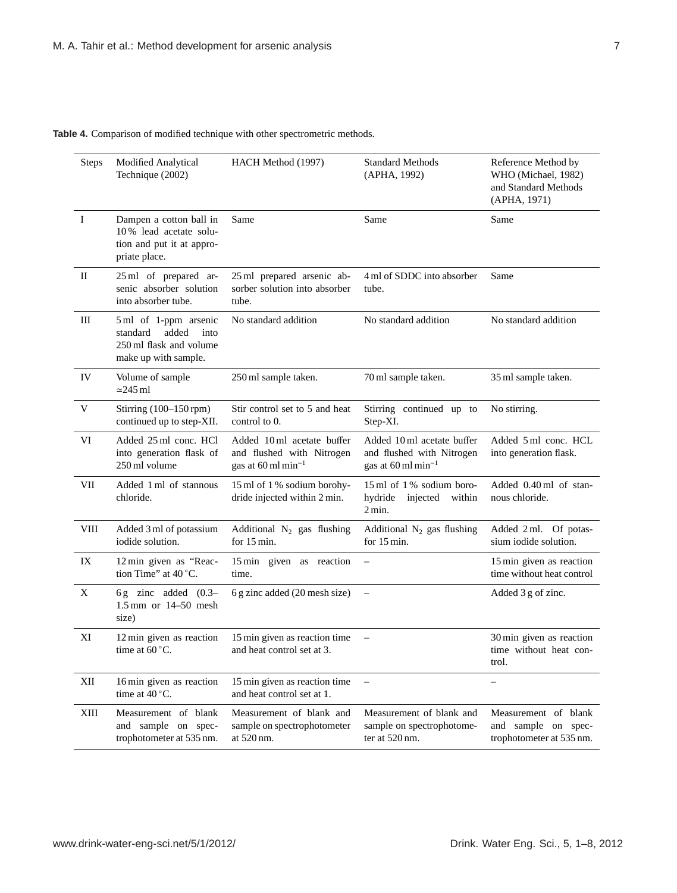**Table 4.** Comparison of modified technique with other spectrometric methods.

| Steps | Modified Analytical Technique (2002) | HACH Method (1997) | Standard Methods (APHA, 1992) | Reference Method by WHO (Michael, 1982) and Standard Methods (APHA, 1971) |
|---|---|---|---|---|
| I | Dampen a cotton ball in 10 % lead acetate solution and put it at appropriate place. | Same | Same | Same |
| II | 25 ml of prepared arsenic absorber solution into absorber tube. | 25 ml prepared arsenic absorber solution into absorber tube. | 4 ml of SDDC into absorber tube. | Same |
| III | 5 ml of 1-ppm arsenic standard added into 250 ml flask and volume make up with sample. | No standard addition | No standard addition | No standard addition |
| IV | Volume of sample ≃245 ml | 250 ml sample taken. | 70 ml sample taken. | 35 ml sample taken. |
| V | Stirring (100–150 rpm) continued up to step-XII. | Stir control set to 5 and heat control to 0. | Stirring continued up to Step-XI. | No stirring. |
| VI | Added 25 ml conc. HCl into generation flask of 250 ml volume | Added 10 ml acetate buffer and flushed with Nitrogen gas at 60 ml $min^{-1}$ | Added 10 ml acetate buffer and flushed with Nitrogen gas at 60 ml $min^{-1}$ | Added 5 ml conc. HCL into generation flask. |
| VII | Added 1 ml of stannous chloride. | 15 ml of 1 % sodium borohydride injected within 2 min. | 15 ml of 1 % sodium borohydride injected within 2 min. | Added 0.40 ml of stannous chloride. |
| VIII | Added 3 ml of potassium iodide solution. | Additional $N_2$ gas flushing for 15 min. | Additional $N_2$ gas flushing for 15 min. | Added 2 ml. Of potassium iodide solution. |
| IX | 12 min given as "Reaction Time" at 40 °C. | 15 min given as reaction time. | – | 15 min given as reaction time without heat control |
| X | 6 g zinc added (0.3–1.5 mm or 14–50 mesh size) | 6 g zinc added (20 mesh size) | – | Added 3 g of zinc. |
| XI | 12 min given as reaction time at 60 °C. | 15 min given as reaction time and heat control set at 3. | – | 30 min given as reaction time without heat control. |
| XII | 16 min given as reaction time at 40 °C. | 15 min given as reaction time and heat control set at 1. | – | – |
| XIII | Measurement of blank and sample on spectrophotometer at 535 nm. | Measurement of blank and sample on spectrophotometer at 520 nm. | Measurement of blank and sample on spectrophotometer at 520 nm. | Measurement of blank and sample on spectrophotometer at 535 nm. |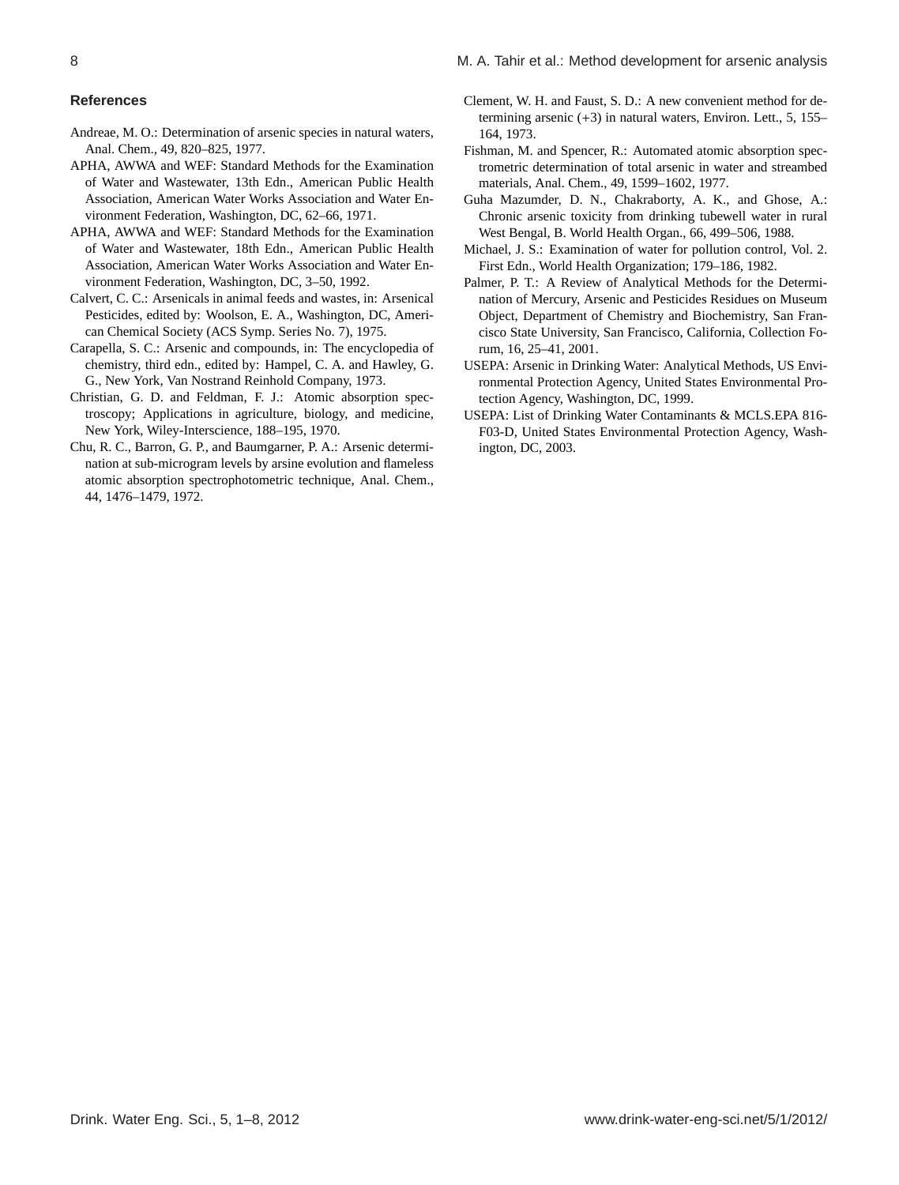## References

Andreae, M. O.: Determination of arsenic species in natural waters, Anal. Chem., 49, 820–825, 1977.

APHA, AWWA and WEF: Standard Methods for the Examination of Water and Wastewater, 13th Edn., American Public Health Association, American Water Works Association and Water Environment Federation, Washington, DC, 62–66, 1971.

APHA, AWWA and WEF: Standard Methods for the Examination of Water and Wastewater, 18th Edn., American Public Health Association, American Water Works Association and Water Environment Federation, Washington, DC, 3–50, 1992.

Calvert, C. C.: Arsenicals in animal feeds and wastes, in: Arsenical Pesticides, edited by: Woolson, E. A., Washington, DC, American Chemical Society (ACS Symp. Series No. 7), 1975.

Carapella, S. C.: Arsenic and compounds, in: The encyclopedia of chemistry, third edn., edited by: Hampel, C. A. and Hawley, G. G., New York, Van Nostrand Reinhold Company, 1973.

Christian, G. D. and Feldman, F. J.: Atomic absorption spectroscopy; Applications in agriculture, biology, and medicine, New York, Wiley-Interscience, 188–195, 1970.

Chu, R. C., Barron, G. P., and Baumgarner, P. A.: Arsenic determination at sub-microgram levels by arsine evolution and flameless atomic absorption spectrophotometric technique, Anal. Chem., 44, 1476–1479, 1972.

Clement, W. H. and Faust, S. D.: A new convenient method for determining arsenic (+3) in natural waters, Environ. Lett., 5, 155–164, 1973.

Fishman, M. and Spencer, R.: Automated atomic absorption spectrometric determination of total arsenic in water and streambed materials, Anal. Chem., 49, 1599–1602, 1977.

Guha Mazumder, D. N., Chakraborty, A. K., and Ghose, A.: Chronic arsenic toxicity from drinking tubewell water in rural West Bengal, B. World Health Organ., 66, 499–506, 1988.

Michael, J. S.: Examination of water for pollution control, Vol. 2. First Edn., World Health Organization; 179–186, 1982.

Palmer, P. T.: A Review of Analytical Methods for the Determination of Mercury, Arsenic and Pesticides Residues on Museum Object, Department of Chemistry and Biochemistry, San Francisco State University, San Francisco, California, Collection Forum, 16, 25–41, 2001.

USEPA: Arsenic in Drinking Water: Analytical Methods, US Environmental Protection Agency, United States Environmental Protection Agency, Washington, DC, 1999.

USEPA: List of Drinking Water Contaminants & MCLS.EPA 816-F03-D, United States Environmental Protection Agency, Washington, DC, 2003.